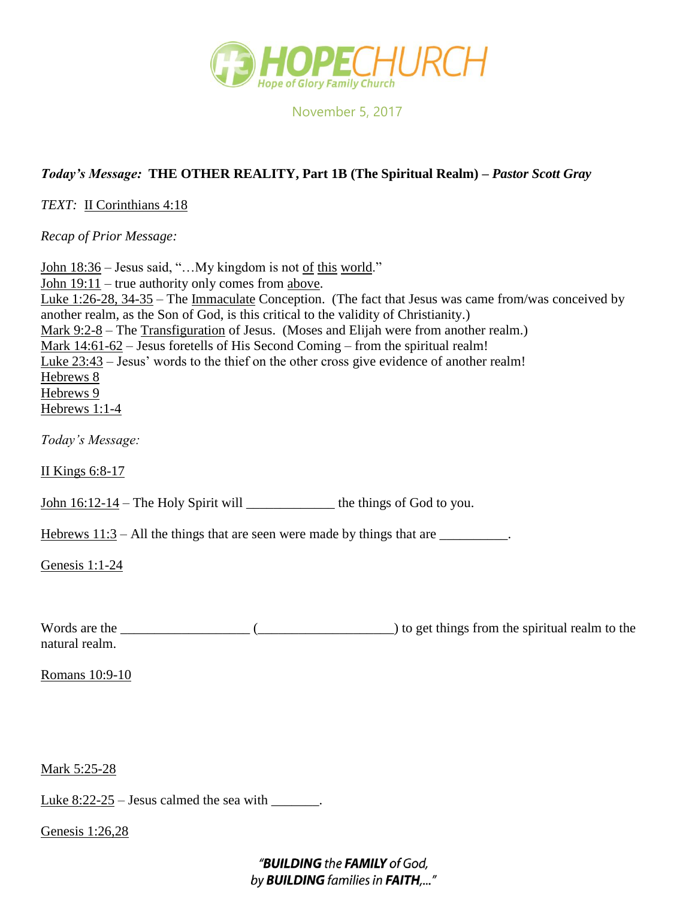# HOPECHURCH
Hope of Glory Family Church

November 5, 2017

***Today's Message:*** **THE OTHER REALITY, Part 1B (The Spiritual Realm) –** ***Pastor Scott Gray***

*TEXT:* II Corinthians 4:18

*Recap of Prior Message:*

John 18:36 – Jesus said, "…My kingdom is not of this world."
John 19:11 – true authority only comes from above.
Luke 1:26-28, 34-35 – The Immaculate Conception. (The fact that Jesus was came from/was conceived by another realm, as the Son of God, is this critical to the validity of Christianity.)
Mark 9:2-8 – The Transfiguration of Jesus. (Moses and Elijah were from another realm.)
Mark 14:61-62 – Jesus foretells of His Second Coming – from the spiritual realm!
Luke 23:43 – Jesus' words to the thief on the other cross give evidence of another realm!
Hebrews 8
Hebrews 9
Hebrews 1:1-4

*Today's Message:*

II Kings 6:8-17

John 16:12-14 – The Holy Spirit will _____________ the things of God to you.

Hebrews 11:3 – All the things that are seen were made by things that are __________.

Genesis 1:1-24

Words are the ___________________ (___________________) to get things from the spiritual realm to the natural realm.

Romans 10:9-10

Mark 5:25-28

Luke 8:22-25 – Jesus calmed the sea with _______.

Genesis 1:26,28

*"**BUILDING** the **FAMILY** of God, by **BUILDING** families in **FAITH**,…"*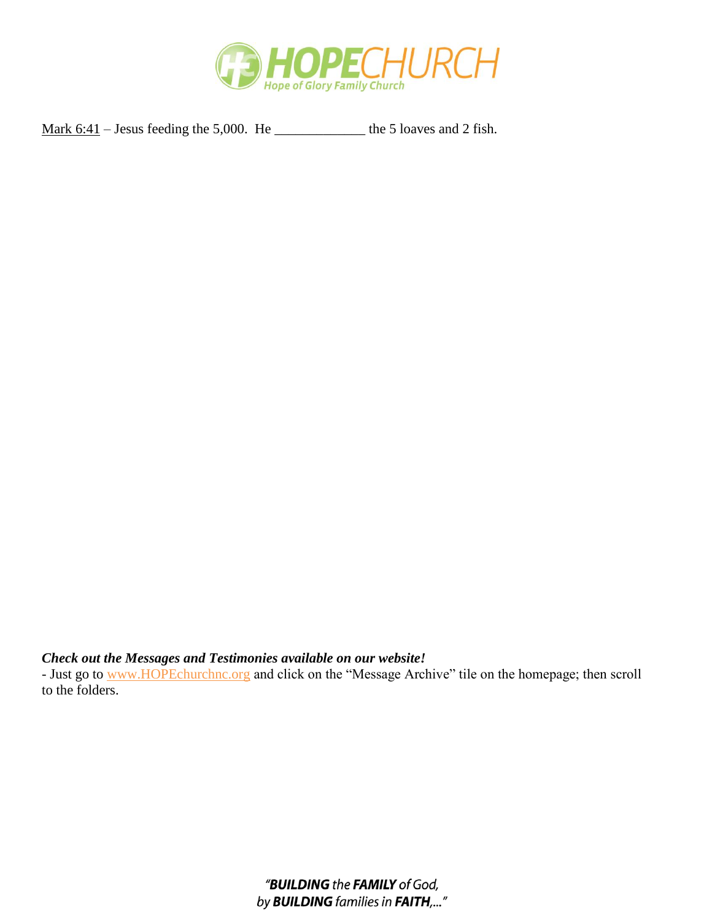Mark 6:41 – Jesus feeding the 5,000.  He _____________ the 5 loaves and 2 fish.

***Check out the Messages and Testimonies available on our website!***

- Just go to www.HOPEchurchnc.org and click on the "Message Archive" tile on the homepage; then scroll to the folders.